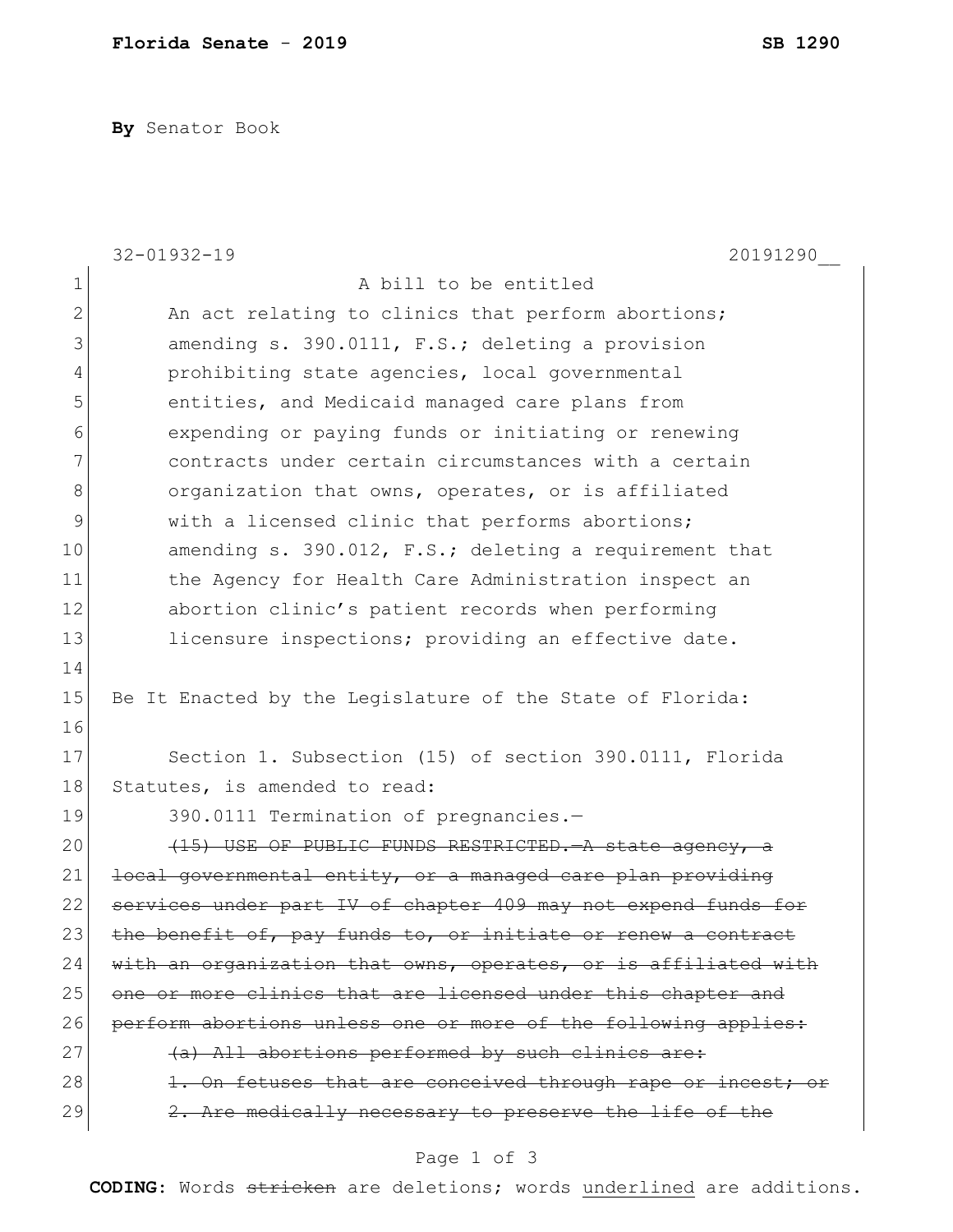**By** Senator Book

32-01932-19 20191290__

A bill to be entitled

An act relating to clinics that perform abortions; amending s. 390.0111, F.S.; deleting a provision prohibiting state agencies, local governmental entities, and Medicaid managed care plans from expending or paying funds or initiating or renewing contracts under certain circumstances with a certain organization that owns, operates, or is affiliated with a licensed clinic that performs abortions; amending s. 390.012, F.S.; deleting a requirement that the Agency for Health Care Administration inspect an abortion clinic's patient records when performing licensure inspections; providing an effective date.

Be It Enacted by the Legislature of the State of Florida:

Section 1. Subsection (15) of section 390.0111, Florida Statutes, is amended to read:

390.0111 Termination of pregnancies.—

~~(15) USE OF PUBLIC FUNDS RESTRICTED.—A state agency, a local governmental entity, or a managed care plan providing services under part IV of chapter 409 may not expend funds for the benefit of, pay funds to, or initiate or renew a contract with an organization that owns, operates, or is affiliated with one or more clinics that are licensed under this chapter and perform abortions unless one or more of the following applies:~~

~~(a) All abortions performed by such clinics are:~~

~~1. On fetuses that are conceived through rape or incest; or~~

~~2. Are medically necessary to preserve the life of the~~

**CODING:** Words ~~stricken~~ are deletions; words underlined are additions.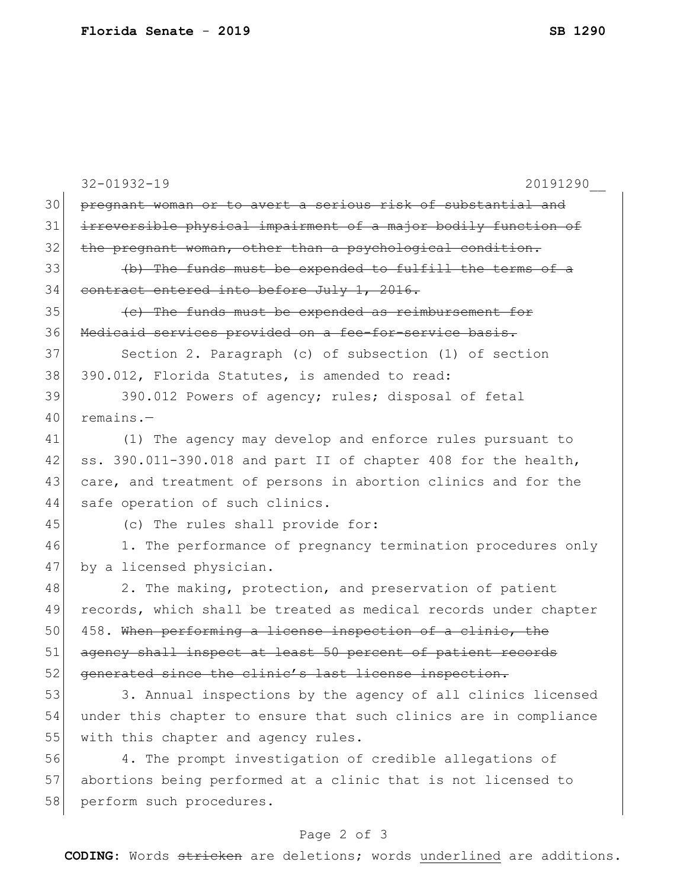~~pregnant woman or to avert a serious risk of substantial and irreversible physical impairment of a major bodily function of the pregnant woman, other than a psychological condition.~~

~~(b) The funds must be expended to fulfill the terms of a contract entered into before July 1, 2016.~~

~~(c) The funds must be expended as reimbursement for Medicaid services provided on a fee-for-service basis.~~

Section 2. Paragraph (c) of subsection (1) of section 390.012, Florida Statutes, is amended to read:

390.012 Powers of agency; rules; disposal of fetal remains.—

(1) The agency may develop and enforce rules pursuant to ss. 390.011-390.018 and part II of chapter 408 for the health, care, and treatment of persons in abortion clinics and for the safe operation of such clinics.

(c) The rules shall provide for:

1. The performance of pregnancy termination procedures only by a licensed physician.

2. The making, protection, and preservation of patient records, which shall be treated as medical records under chapter 458. ~~When performing a license inspection of a clinic, the agency shall inspect at least 50 percent of patient records generated since the clinic's last license inspection.~~

3. Annual inspections by the agency of all clinics licensed under this chapter to ensure that such clinics are in compliance with this chapter and agency rules.

4. The prompt investigation of credible allegations of abortions being performed at a clinic that is not licensed to perform such procedures.

**CODING:** Words ~~stricken~~ are deletions; words <u>underlined</u> are additions.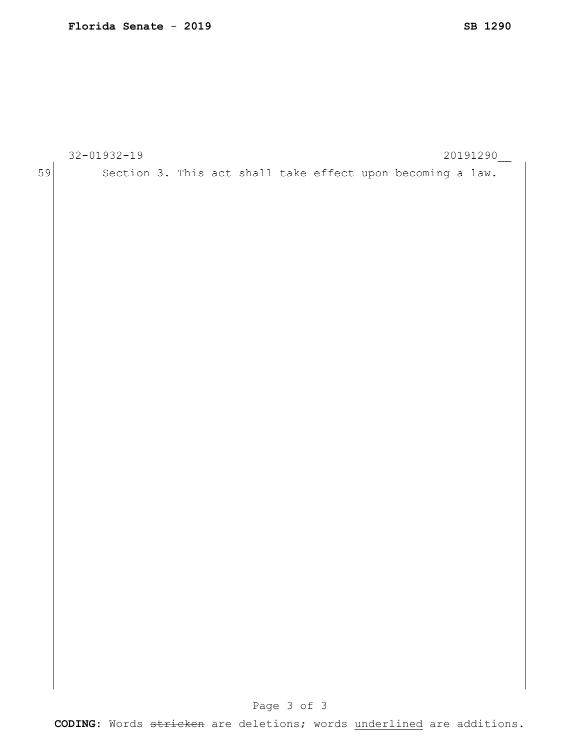32-01932-19 20191290__

59 Section 3. This act shall take effect upon becoming a law.